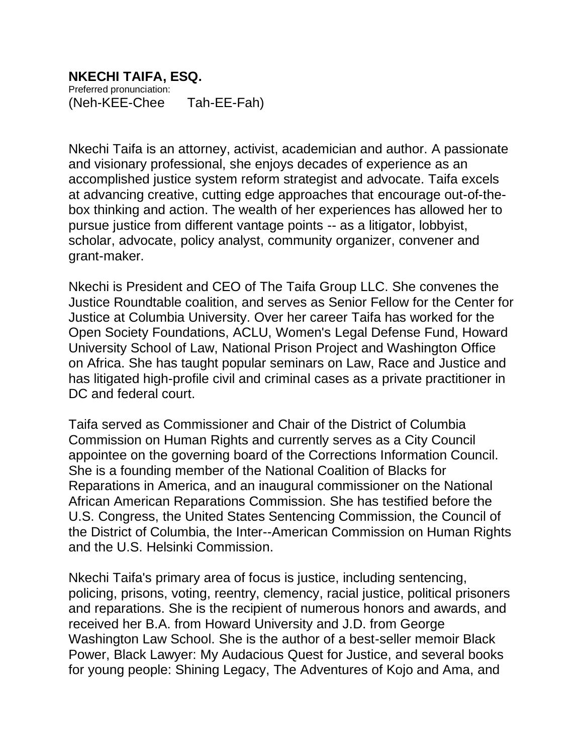## NKECHI TAIFA, ESQ.

Preferred pronunciation:
(Neh-KEE-Chee Tah-EE-Fah)

Nkechi Taifa is an attorney, activist, academician and author. A passionate and visionary professional, she enjoys decades of experience as an accomplished justice system reform strategist and advocate. Taifa excels at advancing creative, cutting edge approaches that encourage out-of-the-box thinking and action. The wealth of her experiences has allowed her to pursue justice from different vantage points -- as a litigator, lobbyist, scholar, advocate, policy analyst, community organizer, convener and grant-maker.

Nkechi is President and CEO of The Taifa Group LLC. She convenes the Justice Roundtable coalition, and serves as Senior Fellow for the Center for Justice at Columbia University. Over her career Taifa has worked for the Open Society Foundations, ACLU, Women's Legal Defense Fund, Howard University School of Law, National Prison Project and Washington Office on Africa. She has taught popular seminars on Law, Race and Justice and has litigated high-profile civil and criminal cases as a private practitioner in DC and federal court.

Taifa served as Commissioner and Chair of the District of Columbia Commission on Human Rights and currently serves as a City Council appointee on the governing board of the Corrections Information Council. She is a founding member of the National Coalition of Blacks for Reparations in America, and an inaugural commissioner on the National African American Reparations Commission. She has testified before the U.S. Congress, the United States Sentencing Commission, the Council of the District of Columbia, the Inter--American Commission on Human Rights and the U.S. Helsinki Commission.

Nkechi Taifa's primary area of focus is justice, including sentencing, policing, prisons, voting, reentry, clemency, racial justice, political prisoners and reparations. She is the recipient of numerous honors and awards, and received her B.A. from Howard University and J.D. from George Washington Law School. She is the author of a best-seller memoir Black Power, Black Lawyer: My Audacious Quest for Justice, and several books for young people: Shining Legacy, The Adventures of Kojo and Ama, and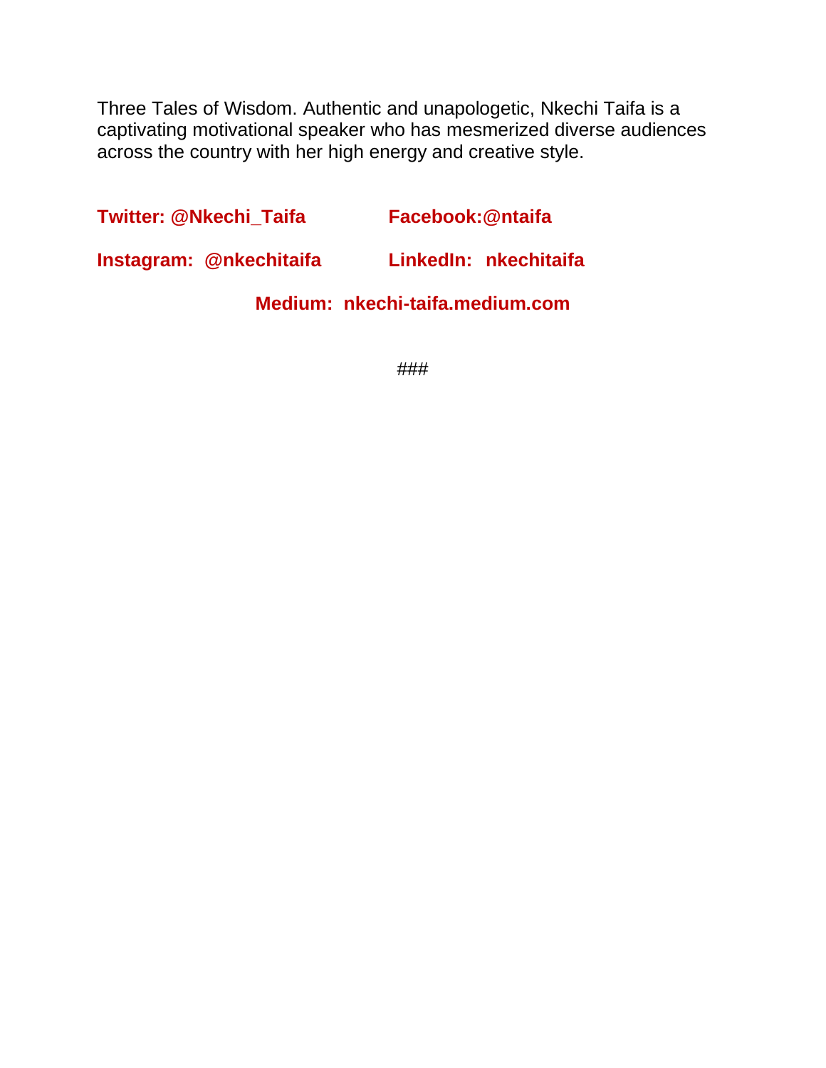Three Tales of Wisdom. Authentic and unapologetic, Nkechi Taifa is a captivating motivational speaker who has mesmerized diverse audiences across the country with her high energy and creative style.

**Twitter: @Nkechi_Taifa** **Facebook:@ntaifa**

**Instagram: @nkechitaifa** **LinkedIn: nkechitaifa**

**Medium: nkechi-taifa.medium.com**

###